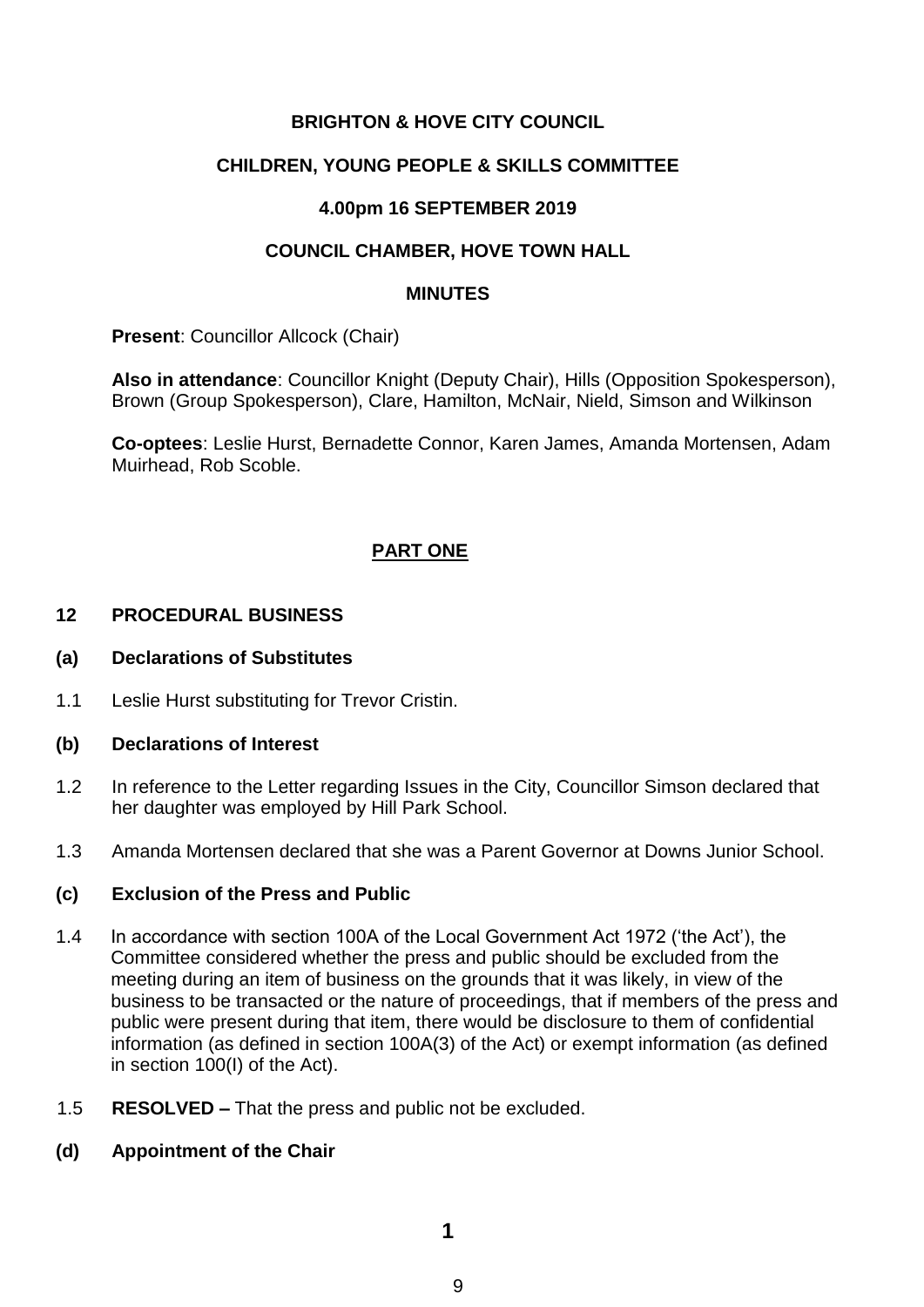**BRIGHTON & HOVE CITY COUNCIL**

**CHILDREN, YOUNG PEOPLE & SKILLS COMMITTEE**

**4.00pm 16 SEPTEMBER 2019**

**COUNCIL CHAMBER, HOVE TOWN HALL**

**MINUTES**

**Present**: Councillor Allcock (Chair)

**Also in attendance**: Councillor Knight (Deputy Chair), Hills (Opposition Spokesperson), Brown (Group Spokesperson), Clare, Hamilton, McNair, Nield, Simson and Wilkinson

**Co-optees**: Leslie Hurst, Bernadette Connor, Karen James, Amanda Mortensen, Adam Muirhead, Rob Scoble.

## PART ONE

### 12 PROCEDURAL BUSINESS

**(a) Declarations of Substitutes**

1.1 Leslie Hurst substituting for Trevor Cristin.

**(b) Declarations of Interest**

1.2 In reference to the Letter regarding Issues in the City, Councillor Simson declared that her daughter was employed by Hill Park School.

1.3 Amanda Mortensen declared that she was a Parent Governor at Downs Junior School.

**(c) Exclusion of the Press and Public**

1.4 In accordance with section 100A of the Local Government Act 1972 ('the Act'), the Committee considered whether the press and public should be excluded from the meeting during an item of business on the grounds that it was likely, in view of the business to be transacted or the nature of proceedings, that if members of the press and public were present during that item, there would be disclosure to them of confidential information (as defined in section 100A(3) of the Act) or exempt information (as defined in section 100(I) of the Act).

1.5 **RESOLVED –** That the press and public not be excluded.

**(d) Appointment of the Chair**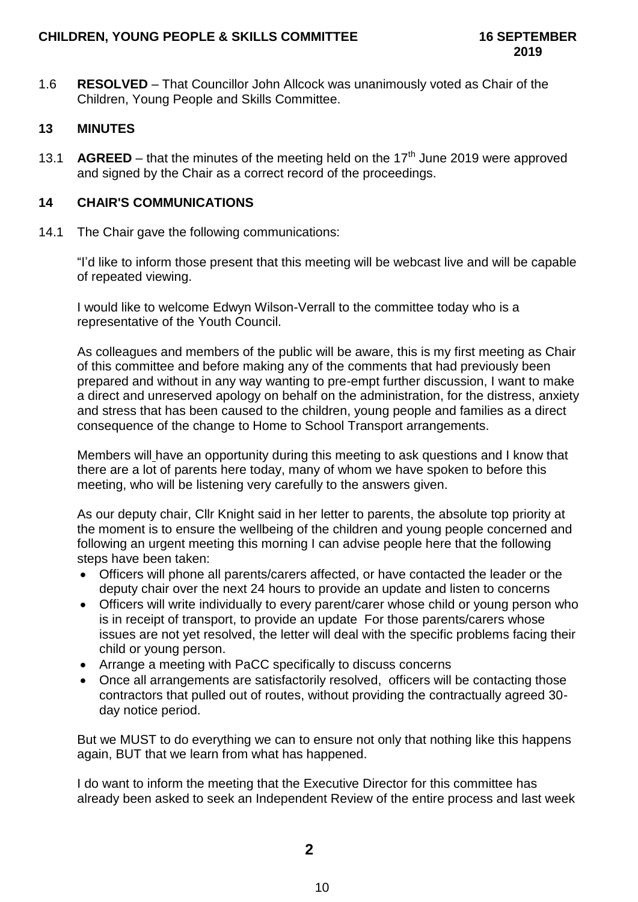1.6 **RESOLVED** – That Councillor John Allcock was unanimously voted as Chair of the Children, Young People and Skills Committee.

## 13 MINUTES

13.1 **AGREED** – that the minutes of the meeting held on the 17th June 2019 were approved and signed by the Chair as a correct record of the proceedings.

## 14 CHAIR'S COMMUNICATIONS

14.1 The Chair gave the following communications:

"I'd like to inform those present that this meeting will be webcast live and will be capable of repeated viewing.

I would like to welcome Edwyn Wilson-Verrall to the committee today who is a representative of the Youth Council.

As colleagues and members of the public will be aware, this is my first meeting as Chair of this committee and before making any of the comments that had previously been prepared and without in any way wanting to pre-empt further discussion, I want to make a direct and unreserved apology on behalf on the administration, for the distress, anxiety and stress that has been caused to the children, young people and families as a direct consequence of the change to Home to School Transport arrangements.

Members will have an opportunity during this meeting to ask questions and I know that there are a lot of parents here today, many of whom we have spoken to before this meeting, who will be listening very carefully to the answers given.

As our deputy chair, Cllr Knight said in her letter to parents, the absolute top priority at the moment is to ensure the wellbeing of the children and young people concerned and following an urgent meeting this morning I can advise people here that the following steps have been taken:

- Officers will phone all parents/carers affected, or have contacted the leader or the deputy chair over the next 24 hours to provide an update and listen to concerns
- Officers will write individually to every parent/carer whose child or young person who is in receipt of transport, to provide an update For those parents/carers whose issues are not yet resolved, the letter will deal with the specific problems facing their child or young person.
- Arrange a meeting with PaCC specifically to discuss concerns
- Once all arrangements are satisfactorily resolved, officers will be contacting those contractors that pulled out of routes, without providing the contractually agreed 30-day notice period.

But we MUST to do everything we can to ensure not only that nothing like this happens again, BUT that we learn from what has happened.

I do want to inform the meeting that the Executive Director for this committee has already been asked to seek an Independent Review of the entire process and last week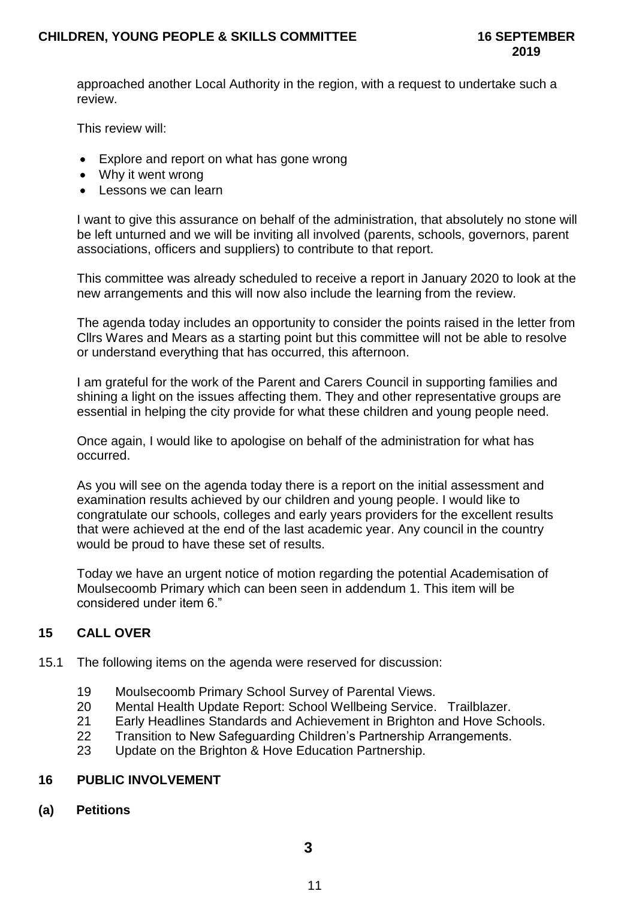approached another Local Authority in the region, with a request to undertake such a review.

This review will:

- Explore and report on what has gone wrong
- Why it went wrong
- Lessons we can learn

I want to give this assurance on behalf of the administration, that absolutely no stone will be left unturned and we will be inviting all involved (parents, schools, governors, parent associations, officers and suppliers) to contribute to that report.

This committee was already scheduled to receive a report in January 2020 to look at the new arrangements and this will now also include the learning from the review.

The agenda today includes an opportunity to consider the points raised in the letter from Cllrs Wares and Mears as a starting point but this committee will not be able to resolve or understand everything that has occurred, this afternoon.

I am grateful for the work of the Parent and Carers Council in supporting families and shining a light on the issues affecting them. They and other representative groups are essential in helping the city provide for what these children and young people need.

Once again, I would like to apologise on behalf of the administration for what has occurred.

As you will see on the agenda today there is a report on the initial assessment and examination results achieved by our children and young people. I would like to congratulate our schools, colleges and early years providers for the excellent results that were achieved at the end of the last academic year. Any council in the country would be proud to have these set of results.

Today we have an urgent notice of motion regarding the potential Academisation of Moulsecoomb Primary which can been seen in addendum 1. This item will be considered under item 6."

## 15 CALL OVER

15.1 The following items on the agenda were reserved for discussion:

- 19 Moulsecoomb Primary School Survey of Parental Views.
- 20 Mental Health Update Report: School Wellbeing Service. Trailblazer.
- 21 Early Headlines Standards and Achievement in Brighton and Hove Schools.
- 22 Transition to New Safeguarding Children's Partnership Arrangements.
- 23 Update on the Brighton & Hove Education Partnership.

## 16 PUBLIC INVOLVEMENT

### (a) Petitions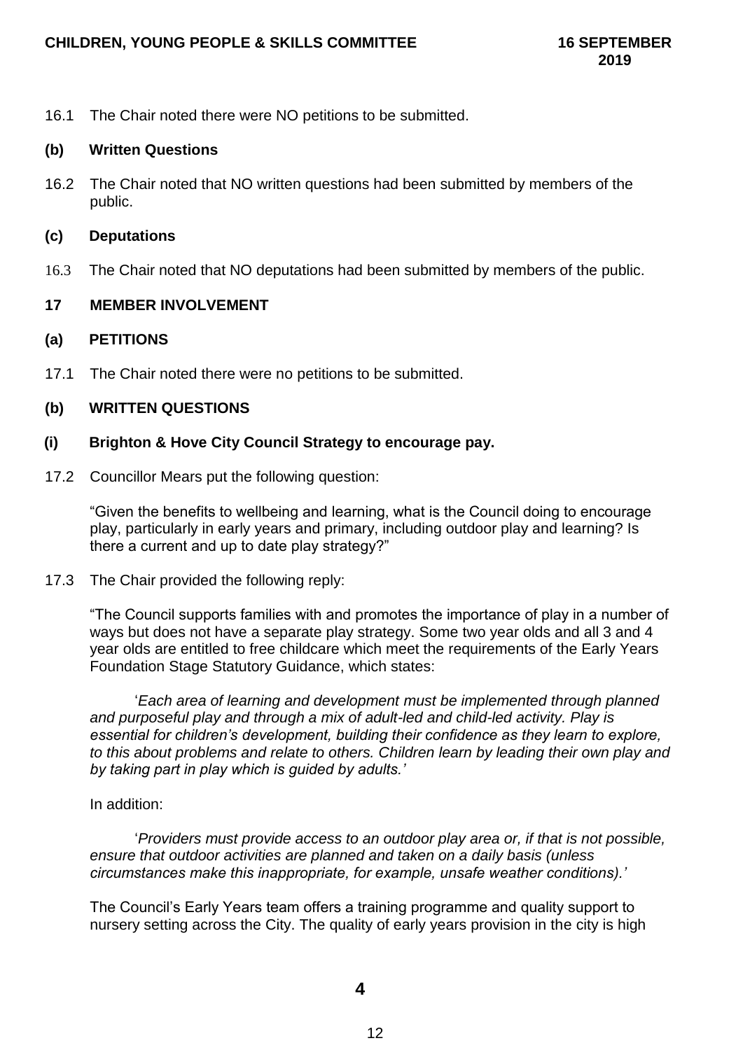16.1 The Chair noted there were NO petitions to be submitted.

**(b) Written Questions**

16.2 The Chair noted that NO written questions had been submitted by members of the public.

**(c) Deputations**

16.3 The Chair noted that NO deputations had been submitted by members of the public.

## 17 MEMBER INVOLVEMENT

**(a) PETITIONS**

17.1 The Chair noted there were no petitions to be submitted.

**(b) WRITTEN QUESTIONS**

**(i) Brighton & Hove City Council Strategy to encourage pay.**

17.2 Councillor Mears put the following question:

"Given the benefits to wellbeing and learning, what is the Council doing to encourage play, particularly in early years and primary, including outdoor play and learning? Is there a current and up to date play strategy?"

17.3 The Chair provided the following reply:

"The Council supports families with and promotes the importance of play in a number of ways but does not have a separate play strategy. Some two year olds and all 3 and 4 year olds are entitled to free childcare which meet the requirements of the Early Years Foundation Stage Statutory Guidance, which states:

'*Each area of learning and development must be implemented through planned and purposeful play and through a mix of adult-led and child-led activity. Play is essential for children's development, building their confidence as they learn to explore, to this about problems and relate to others. Children learn by leading their own play and by taking part in play which is guided by adults.*'

In addition:

'*Providers must provide access to an outdoor play area or, if that is not possible, ensure that outdoor activities are planned and taken on a daily basis (unless circumstances make this inappropriate, for example, unsafe weather conditions).*'

The Council's Early Years team offers a training programme and quality support to nursery setting across the City. The quality of early years provision in the city is high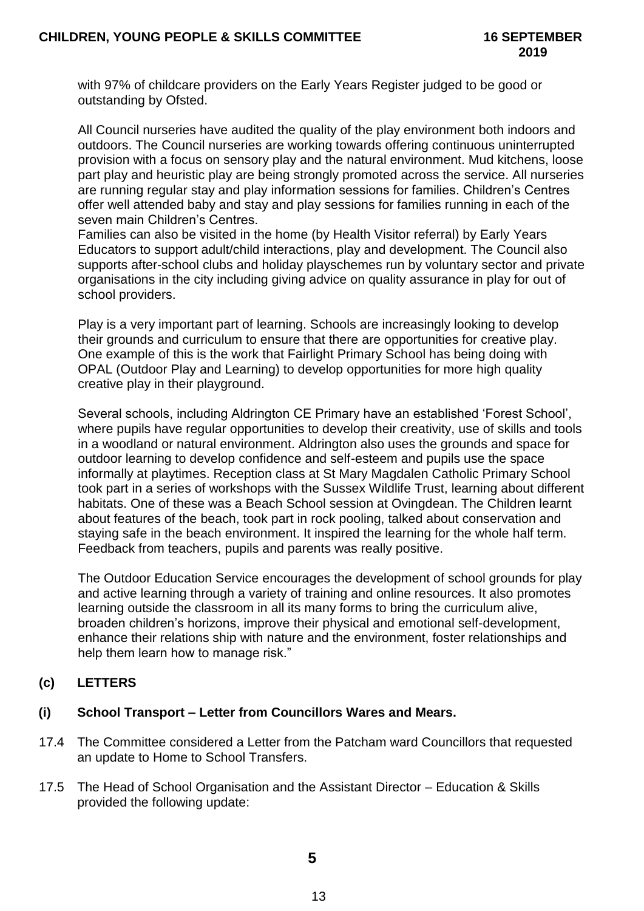with 97% of childcare providers on the Early Years Register judged to be good or outstanding by Ofsted.

All Council nurseries have audited the quality of the play environment both indoors and outdoors. The Council nurseries are working towards offering continuous uninterrupted provision with a focus on sensory play and the natural environment. Mud kitchens, loose part play and heuristic play are being strongly promoted across the service. All nurseries are running regular stay and play information sessions for families. Children's Centres offer well attended baby and stay and play sessions for families running in each of the seven main Children's Centres.
Families can also be visited in the home (by Health Visitor referral) by Early Years Educators to support adult/child interactions, play and development. The Council also supports after-school clubs and holiday playschemes run by voluntary sector and private organisations in the city including giving advice on quality assurance in play for out of school providers.

Play is a very important part of learning. Schools are increasingly looking to develop their grounds and curriculum to ensure that there are opportunities for creative play. One example of this is the work that Fairlight Primary School has being doing with OPAL (Outdoor Play and Learning) to develop opportunities for more high quality creative play in their playground.

Several schools, including Aldrington CE Primary have an established 'Forest School', where pupils have regular opportunities to develop their creativity, use of skills and tools in a woodland or natural environment. Aldrington also uses the grounds and space for outdoor learning to develop confidence and self-esteem and pupils use the space informally at playtimes. Reception class at St Mary Magdalen Catholic Primary School took part in a series of workshops with the Sussex Wildlife Trust, learning about different habitats. One of these was a Beach School session at Ovingdean. The Children learnt about features of the beach, took part in rock pooling, talked about conservation and staying safe in the beach environment. It inspired the learning for the whole half term. Feedback from teachers, pupils and parents was really positive.

The Outdoor Education Service encourages the development of school grounds for play and active learning through a variety of training and online resources. It also promotes learning outside the classroom in all its many forms to bring the curriculum alive, broaden children's horizons, improve their physical and emotional self-development, enhance their relations ship with nature and the environment, foster relationships and help them learn how to manage risk."

**(c) LETTERS**

**(i) School Transport – Letter from Councillors Wares and Mears.**

17.4 The Committee considered a Letter from the Patcham ward Councillors that requested an update to Home to School Transfers.

17.5 The Head of School Organisation and the Assistant Director – Education & Skills provided the following update: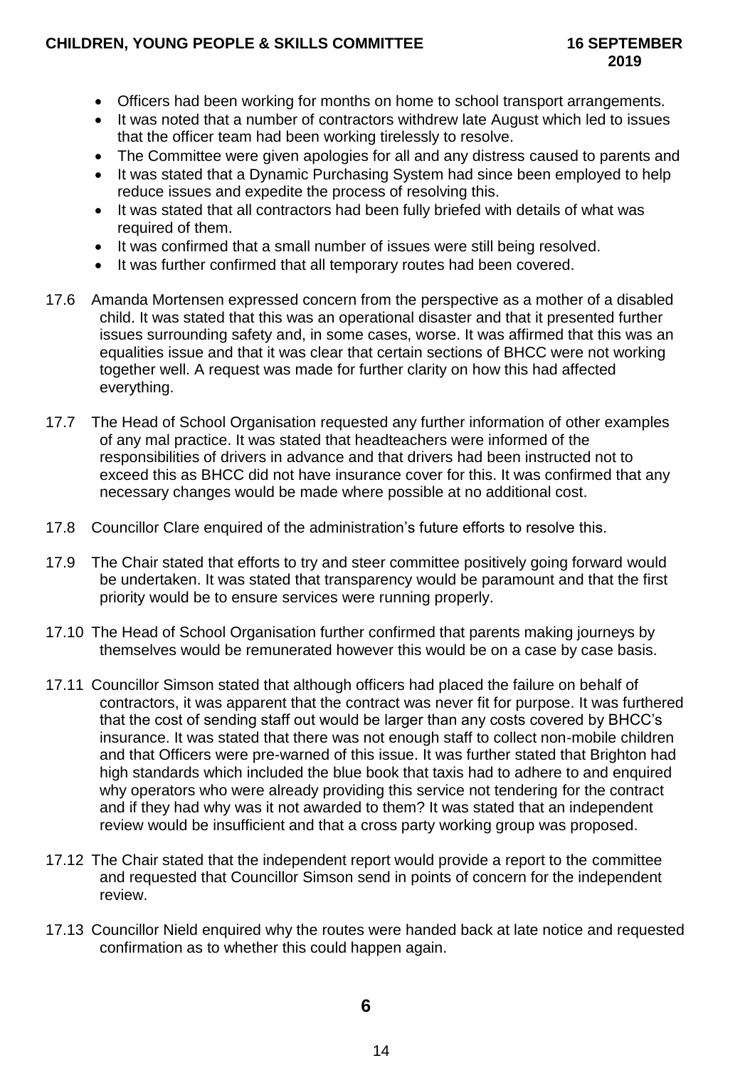- Officers had been working for months on home to school transport arrangements.
- It was noted that a number of contractors withdrew late August which led to issues that the officer team had been working tirelessly to resolve.
- The Committee were given apologies for all and any distress caused to parents and
- It was stated that a Dynamic Purchasing System had since been employed to help reduce issues and expedite the process of resolving this.
- It was stated that all contractors had been fully briefed with details of what was required of them.
- It was confirmed that a small number of issues were still being resolved.
- It was further confirmed that all temporary routes had been covered.

17.6 Amanda Mortensen expressed concern from the perspective as a mother of a disabled child. It was stated that this was an operational disaster and that it presented further issues surrounding safety and, in some cases, worse. It was affirmed that this was an equalities issue and that it was clear that certain sections of BHCC were not working together well. A request was made for further clarity on how this had affected everything.

17.7 The Head of School Organisation requested any further information of other examples of any mal practice. It was stated that headteachers were informed of the responsibilities of drivers in advance and that drivers had been instructed not to exceed this as BHCC did not have insurance cover for this. It was confirmed that any necessary changes would be made where possible at no additional cost.

17.8 Councillor Clare enquired of the administration's future efforts to resolve this.

17.9 The Chair stated that efforts to try and steer committee positively going forward would be undertaken. It was stated that transparency would be paramount and that the first priority would be to ensure services were running properly.

17.10 The Head of School Organisation further confirmed that parents making journeys by themselves would be remunerated however this would be on a case by case basis.

17.11 Councillor Simson stated that although officers had placed the failure on behalf of contractors, it was apparent that the contract was never fit for purpose. It was furthered that the cost of sending staff out would be larger than any costs covered by BHCC's insurance. It was stated that there was not enough staff to collect non-mobile children and that Officers were pre-warned of this issue. It was further stated that Brighton had high standards which included the blue book that taxis had to adhere to and enquired why operators who were already providing this service not tendering for the contract and if they had why was it not awarded to them? It was stated that an independent review would be insufficient and that a cross party working group was proposed.

17.12 The Chair stated that the independent report would provide a report to the committee and requested that Councillor Simson send in points of concern for the independent review.

17.13 Councillor Nield enquired why the routes were handed back at late notice and requested confirmation as to whether this could happen again.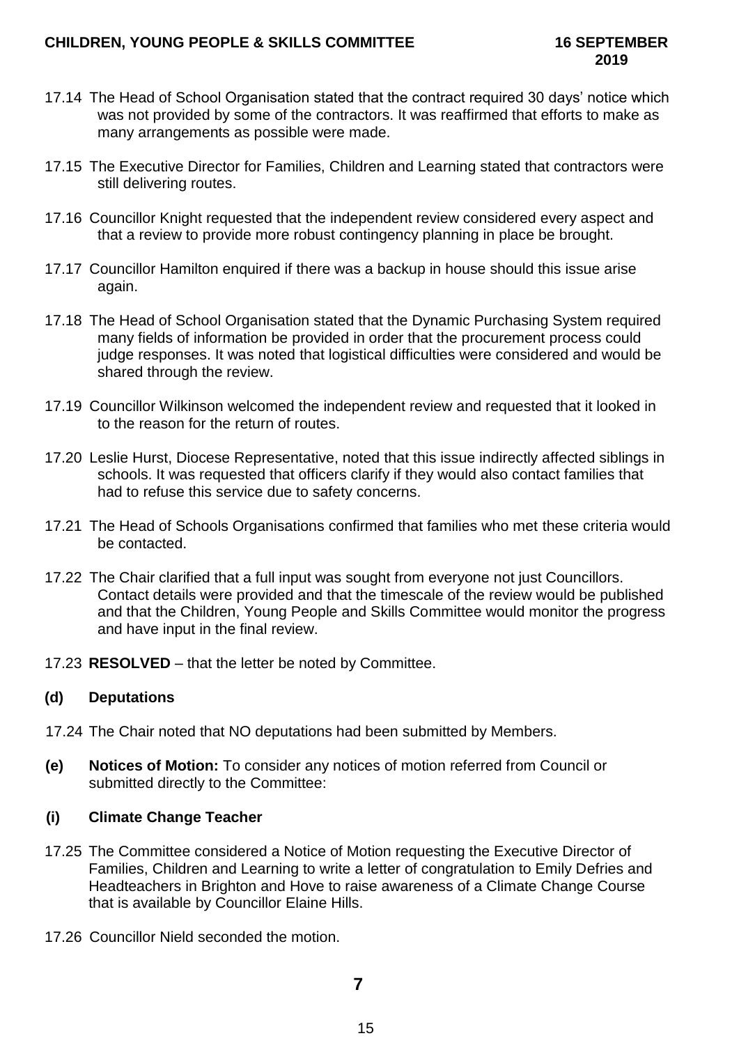17.14 The Head of School Organisation stated that the contract required 30 days' notice which was not provided by some of the contractors. It was reaffirmed that efforts to make as many arrangements as possible were made.

17.15 The Executive Director for Families, Children and Learning stated that contractors were still delivering routes.

17.16 Councillor Knight requested that the independent review considered every aspect and that a review to provide more robust contingency planning in place be brought.

17.17 Councillor Hamilton enquired if there was a backup in house should this issue arise again.

17.18 The Head of School Organisation stated that the Dynamic Purchasing System required many fields of information be provided in order that the procurement process could judge responses. It was noted that logistical difficulties were considered and would be shared through the review.

17.19 Councillor Wilkinson welcomed the independent review and requested that it looked in to the reason for the return of routes.

17.20 Leslie Hurst, Diocese Representative, noted that this issue indirectly affected siblings in schools. It was requested that officers clarify if they would also contact families that had to refuse this service due to safety concerns.

17.21 The Head of Schools Organisations confirmed that families who met these criteria would be contacted.

17.22 The Chair clarified that a full input was sought from everyone not just Councillors. Contact details were provided and that the timescale of the review would be published and that the Children, Young People and Skills Committee would monitor the progress and have input in the final review.

17.23 **RESOLVED** – that the letter be noted by Committee.

**(d) Deputations**

17.24 The Chair noted that NO deputations had been submitted by Members.

**(e) Notices of Motion:** To consider any notices of motion referred from Council or submitted directly to the Committee:

**(i) Climate Change Teacher**

17.25 The Committee considered a Notice of Motion requesting the Executive Director of Families, Children and Learning to write a letter of congratulation to Emily Defries and Headteachers in Brighton and Hove to raise awareness of a Climate Change Course that is available by Councillor Elaine Hills.

17.26 Councillor Nield seconded the motion.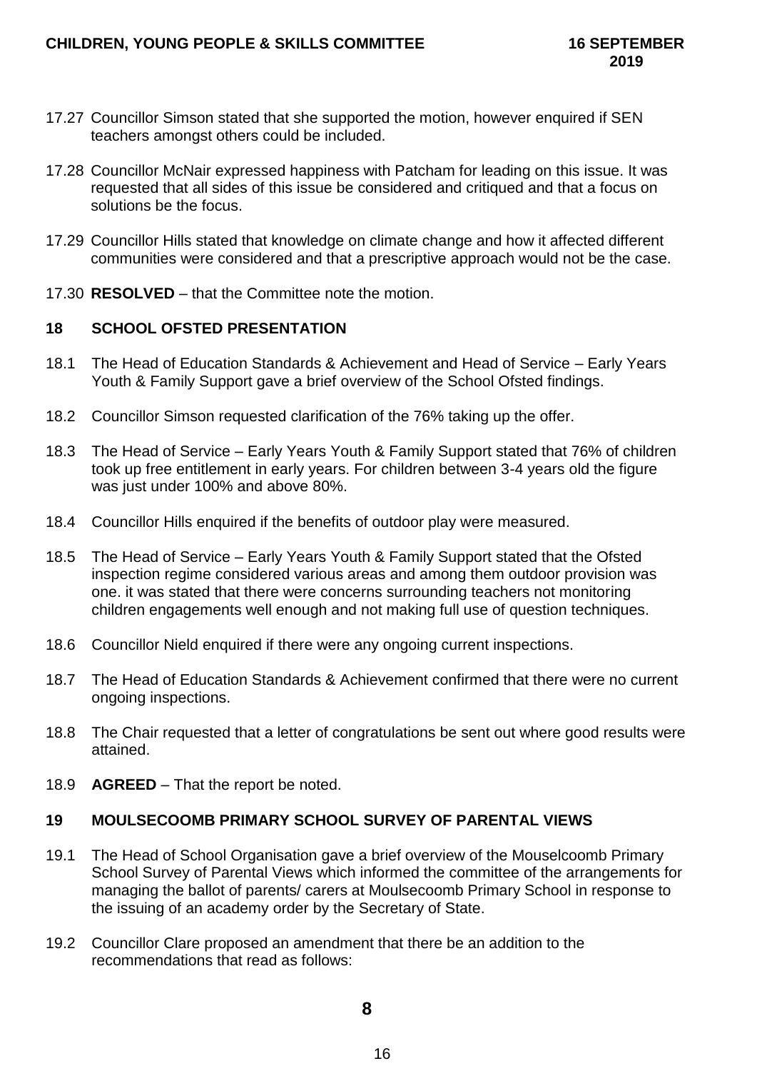17.27 Councillor Simson stated that she supported the motion, however enquired if SEN teachers amongst others could be included.

17.28 Councillor McNair expressed happiness with Patcham for leading on this issue. It was requested that all sides of this issue be considered and critiqued and that a focus on solutions be the focus.

17.29 Councillor Hills stated that knowledge on climate change and how it affected different communities were considered and that a prescriptive approach would not be the case.

17.30 **RESOLVED** – that the Committee note the motion.

## 18 SCHOOL OFSTED PRESENTATION

18.1 The Head of Education Standards & Achievement and Head of Service – Early Years Youth & Family Support gave a brief overview of the School Ofsted findings.

18.2 Councillor Simson requested clarification of the 76% taking up the offer.

18.3 The Head of Service – Early Years Youth & Family Support stated that 76% of children took up free entitlement in early years. For children between 3-4 years old the figure was just under 100% and above 80%.

18.4 Councillor Hills enquired if the benefits of outdoor play were measured.

18.5 The Head of Service – Early Years Youth & Family Support stated that the Ofsted inspection regime considered various areas and among them outdoor provision was one. it was stated that there were concerns surrounding teachers not monitoring children engagements well enough and not making full use of question techniques.

18.6 Councillor Nield enquired if there were any ongoing current inspections.

18.7 The Head of Education Standards & Achievement confirmed that there were no current ongoing inspections.

18.8 The Chair requested that a letter of congratulations be sent out where good results were attained.

18.9 **AGREED** – That the report be noted.

## 19 MOULSECOOMB PRIMARY SCHOOL SURVEY OF PARENTAL VIEWS

19.1 The Head of School Organisation gave a brief overview of the Mouselcoomb Primary School Survey of Parental Views which informed the committee of the arrangements for managing the ballot of parents/ carers at Moulsecoomb Primary School in response to the issuing of an academy order by the Secretary of State.

19.2 Councillor Clare proposed an amendment that there be an addition to the recommendations that read as follows: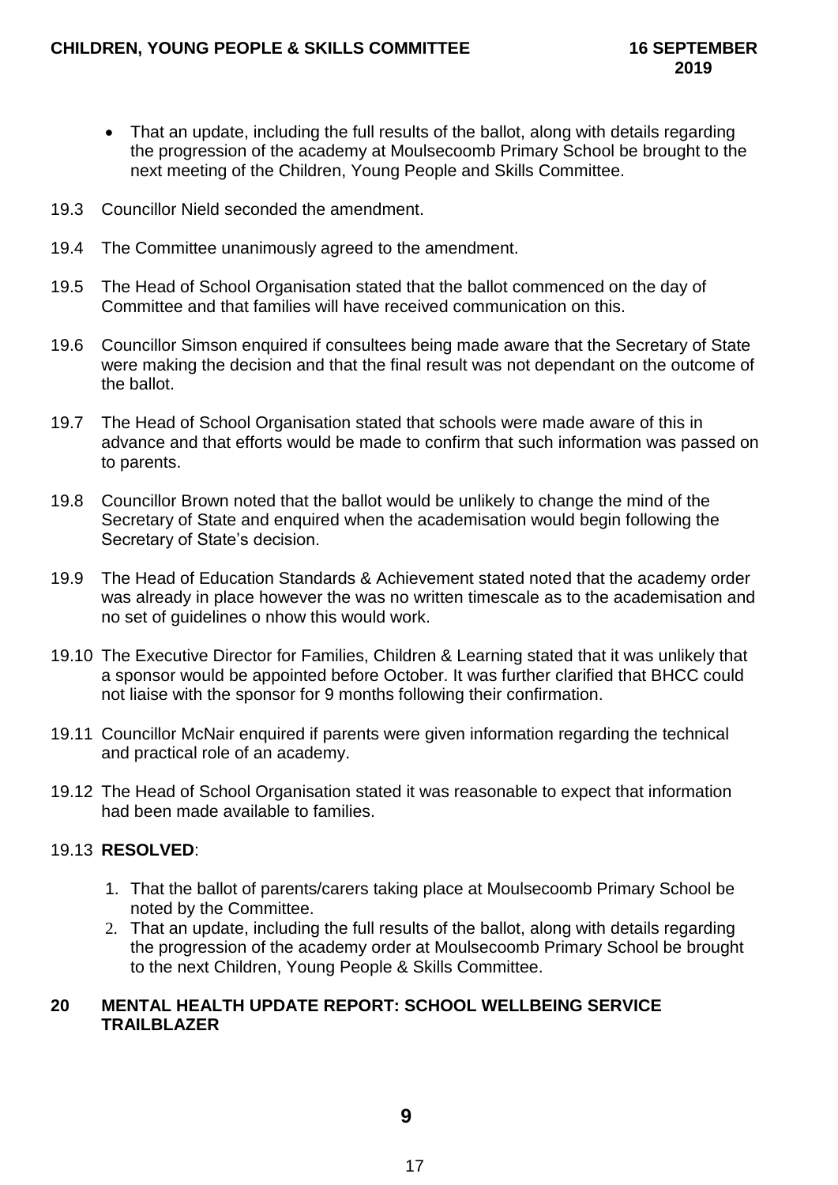- That an update, including the full results of the ballot, along with details regarding the progression of the academy at Moulsecoomb Primary School be brought to the next meeting of the Children, Young People and Skills Committee.

19.3 Councillor Nield seconded the amendment.

19.4 The Committee unanimously agreed to the amendment.

19.5 The Head of School Organisation stated that the ballot commenced on the day of Committee and that families will have received communication on this.

19.6 Councillor Simson enquired if consultees being made aware that the Secretary of State were making the decision and that the final result was not dependant on the outcome of the ballot.

19.7 The Head of School Organisation stated that schools were made aware of this in advance and that efforts would be made to confirm that such information was passed on to parents.

19.8 Councillor Brown noted that the ballot would be unlikely to change the mind of the Secretary of State and enquired when the academisation would begin following the Secretary of State's decision.

19.9 The Head of Education Standards & Achievement stated noted that the academy order was already in place however the was no written timescale as to the academisation and no set of guidelines o nhow this would work.

19.10 The Executive Director for Families, Children & Learning stated that it was unlikely that a sponsor would be appointed before October. It was further clarified that BHCC could not liaise with the sponsor for 9 months following their confirmation.

19.11 Councillor McNair enquired if parents were given information regarding the technical and practical role of an academy.

19.12 The Head of School Organisation stated it was reasonable to expect that information had been made available to families.

19.13 **RESOLVED**:

1. That the ballot of parents/carers taking place at Moulsecoomb Primary School be noted by the Committee.
2. That an update, including the full results of the ballot, along with details regarding the progression of the academy order at Moulsecoomb Primary School be brought to the next Children, Young People & Skills Committee.

## 20 MENTAL HEALTH UPDATE REPORT: SCHOOL WELLBEING SERVICE TRAILBLAZER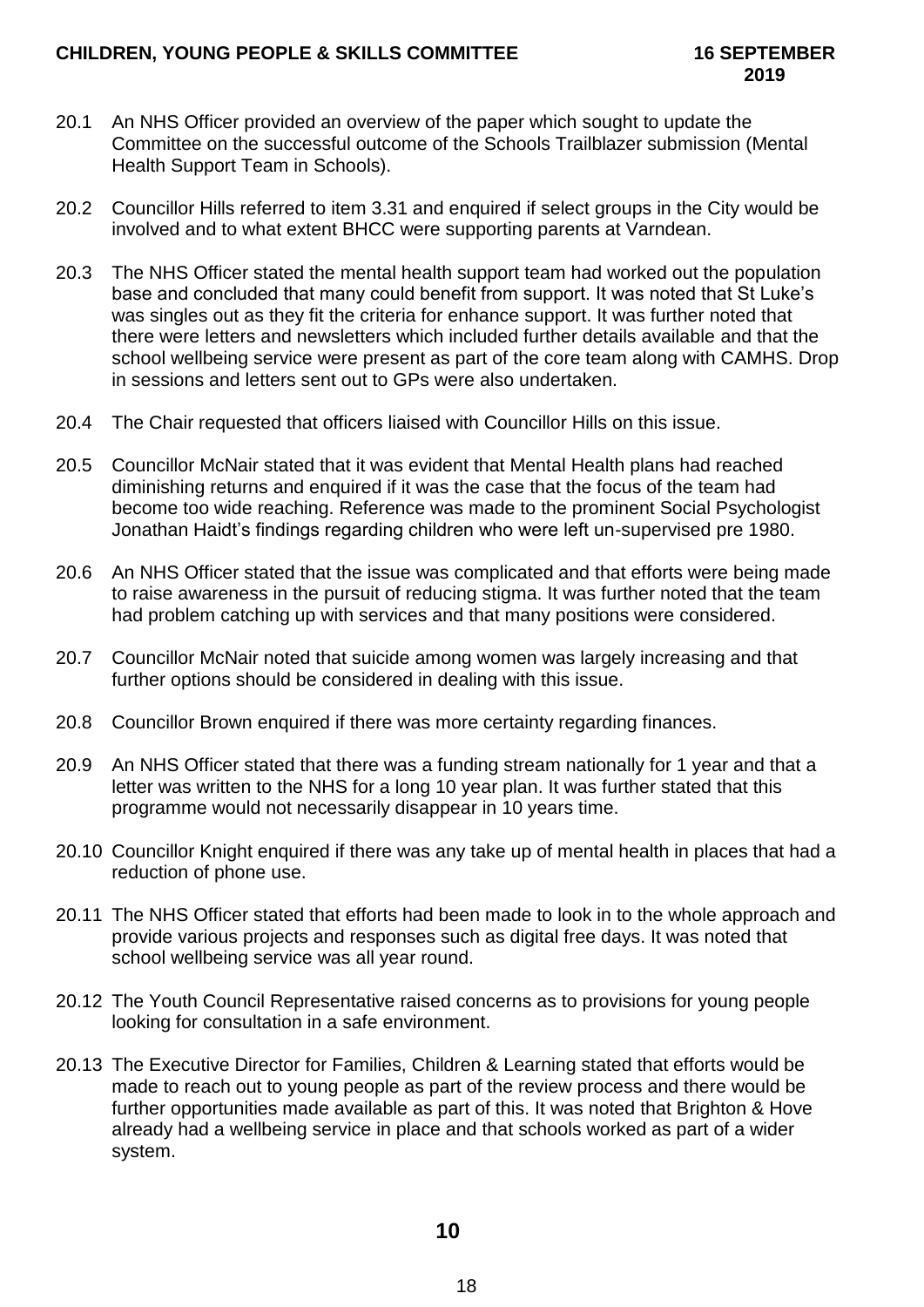20.1 An NHS Officer provided an overview of the paper which sought to update the Committee on the successful outcome of the Schools Trailblazer submission (Mental Health Support Team in Schools).

20.2 Councillor Hills referred to item 3.31 and enquired if select groups in the City would be involved and to what extent BHCC were supporting parents at Varndean.

20.3 The NHS Officer stated the mental health support team had worked out the population base and concluded that many could benefit from support. It was noted that St Luke's was singles out as they fit the criteria for enhance support. It was further noted that there were letters and newsletters which included further details available and that the school wellbeing service were present as part of the core team along with CAMHS. Drop in sessions and letters sent out to GPs were also undertaken.

20.4 The Chair requested that officers liaised with Councillor Hills on this issue.

20.5 Councillor McNair stated that it was evident that Mental Health plans had reached diminishing returns and enquired if it was the case that the focus of the team had become too wide reaching. Reference was made to the prominent Social Psychologist Jonathan Haidt's findings regarding children who were left un-supervised pre 1980.

20.6 An NHS Officer stated that the issue was complicated and that efforts were being made to raise awareness in the pursuit of reducing stigma. It was further noted that the team had problem catching up with services and that many positions were considered.

20.7 Councillor McNair noted that suicide among women was largely increasing and that further options should be considered in dealing with this issue.

20.8 Councillor Brown enquired if there was more certainty regarding finances.

20.9 An NHS Officer stated that there was a funding stream nationally for 1 year and that a letter was written to the NHS for a long 10 year plan. It was further stated that this programme would not necessarily disappear in 10 years time.

20.10 Councillor Knight enquired if there was any take up of mental health in places that had a reduction of phone use.

20.11 The NHS Officer stated that efforts had been made to look in to the whole approach and provide various projects and responses such as digital free days. It was noted that school wellbeing service was all year round.

20.12 The Youth Council Representative raised concerns as to provisions for young people looking for consultation in a safe environment.

20.13 The Executive Director for Families, Children & Learning stated that efforts would be made to reach out to young people as part of the review process and there would be further opportunities made available as part of this. It was noted that Brighton & Hove already had a wellbeing service in place and that schools worked as part of a wider system.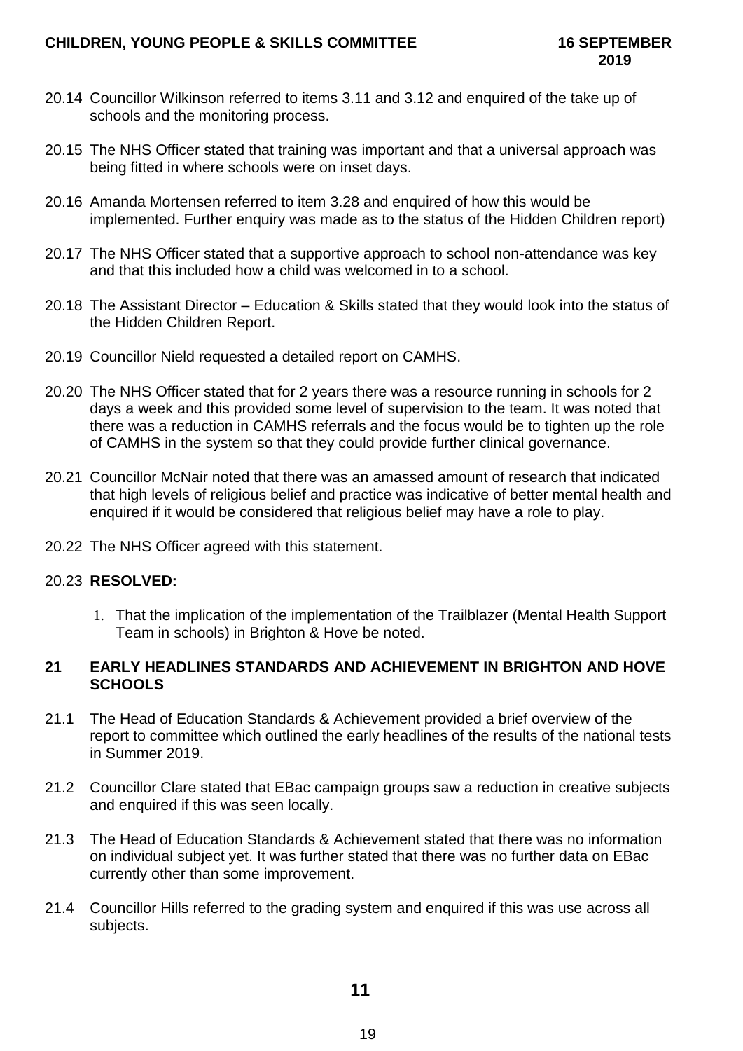20.14 Councillor Wilkinson referred to items 3.11 and 3.12 and enquired of the take up of schools and the monitoring process.

20.15 The NHS Officer stated that training was important and that a universal approach was being fitted in where schools were on inset days.

20.16 Amanda Mortensen referred to item 3.28 and enquired of how this would be implemented. Further enquiry was made as to the status of the Hidden Children report)

20.17 The NHS Officer stated that a supportive approach to school non-attendance was key and that this included how a child was welcomed in to a school.

20.18 The Assistant Director – Education & Skills stated that they would look into the status of the Hidden Children Report.

20.19 Councillor Nield requested a detailed report on CAMHS.

20.20 The NHS Officer stated that for 2 years there was a resource running in schools for 2 days a week and this provided some level of supervision to the team. It was noted that there was a reduction in CAMHS referrals and the focus would be to tighten up the role of CAMHS in the system so that they could provide further clinical governance.

20.21 Councillor McNair noted that there was an amassed amount of research that indicated that high levels of religious belief and practice was indicative of better mental health and enquired if it would be considered that religious belief may have a role to play.

20.22 The NHS Officer agreed with this statement.

20.23 **RESOLVED:**

1. That the implication of the implementation of the Trailblazer (Mental Health Support Team in schools) in Brighton & Hove be noted.

## 21 EARLY HEADLINES STANDARDS AND ACHIEVEMENT IN BRIGHTON AND HOVE SCHOOLS

21.1 The Head of Education Standards & Achievement provided a brief overview of the report to committee which outlined the early headlines of the results of the national tests in Summer 2019.

21.2 Councillor Clare stated that EBac campaign groups saw a reduction in creative subjects and enquired if this was seen locally.

21.3 The Head of Education Standards & Achievement stated that there was no information on individual subject yet. It was further stated that there was no further data on EBac currently other than some improvement.

21.4 Councillor Hills referred to the grading system and enquired if this was use across all subjects.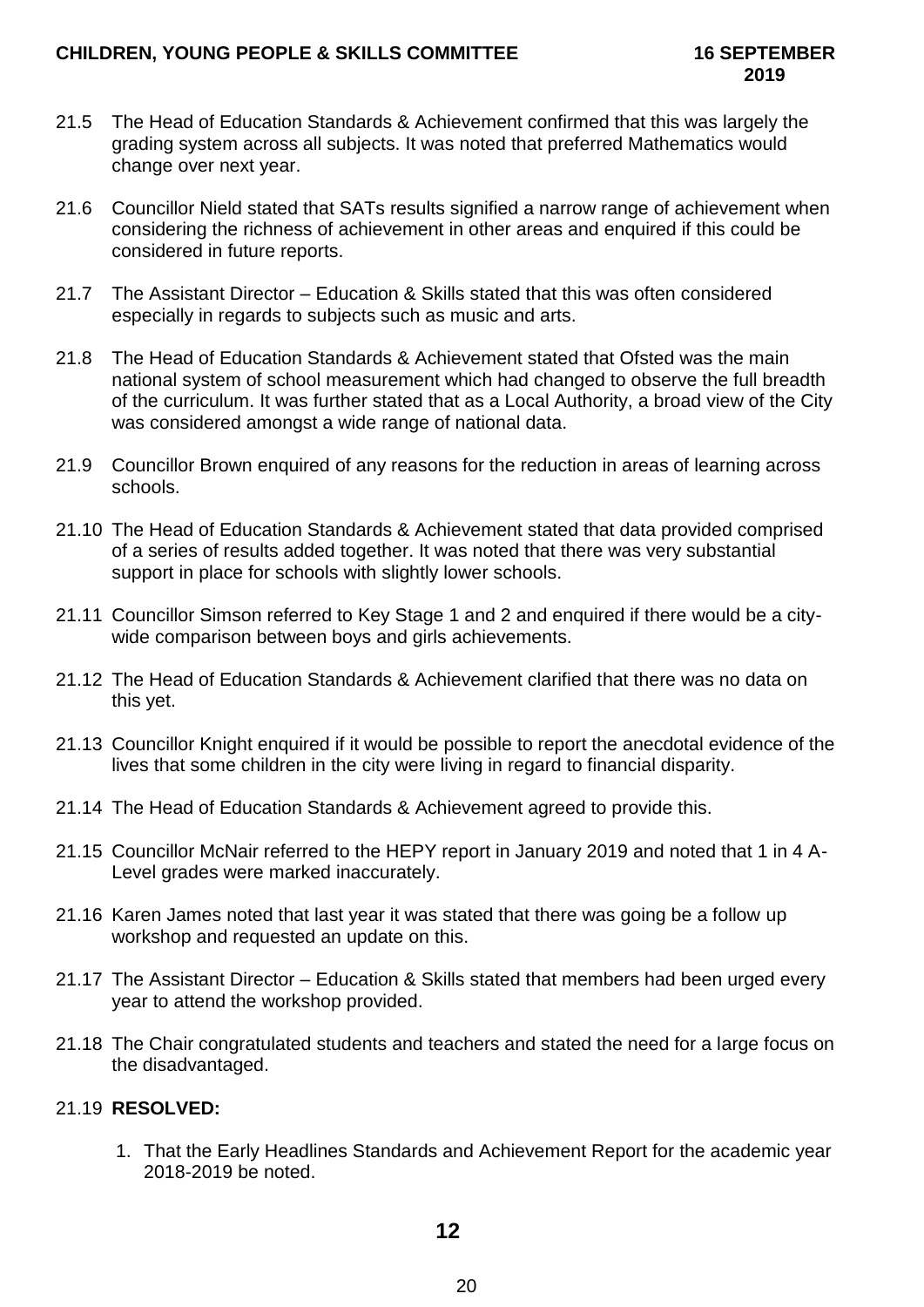21.5 The Head of Education Standards & Achievement confirmed that this was largely the grading system across all subjects. It was noted that preferred Mathematics would change over next year.

21.6 Councillor Nield stated that SATs results signified a narrow range of achievement when considering the richness of achievement in other areas and enquired if this could be considered in future reports.

21.7 The Assistant Director – Education & Skills stated that this was often considered especially in regards to subjects such as music and arts.

21.8 The Head of Education Standards & Achievement stated that Ofsted was the main national system of school measurement which had changed to observe the full breadth of the curriculum. It was further stated that as a Local Authority, a broad view of the City was considered amongst a wide range of national data.

21.9 Councillor Brown enquired of any reasons for the reduction in areas of learning across schools.

21.10 The Head of Education Standards & Achievement stated that data provided comprised of a series of results added together. It was noted that there was very substantial support in place for schools with slightly lower schools.

21.11 Councillor Simson referred to Key Stage 1 and 2 and enquired if there would be a city-wide comparison between boys and girls achievements.

21.12 The Head of Education Standards & Achievement clarified that there was no data on this yet.

21.13 Councillor Knight enquired if it would be possible to report the anecdotal evidence of the lives that some children in the city were living in regard to financial disparity.

21.14 The Head of Education Standards & Achievement agreed to provide this.

21.15 Councillor McNair referred to the HEPY report in January 2019 and noted that 1 in 4 A-Level grades were marked inaccurately.

21.16 Karen James noted that last year it was stated that there was going be a follow up workshop and requested an update on this.

21.17 The Assistant Director – Education & Skills stated that members had been urged every year to attend the workshop provided.

21.18 The Chair congratulated students and teachers and stated the need for a large focus on the disadvantaged.

21.19 **RESOLVED:**

1. That the Early Headlines Standards and Achievement Report for the academic year 2018-2019 be noted.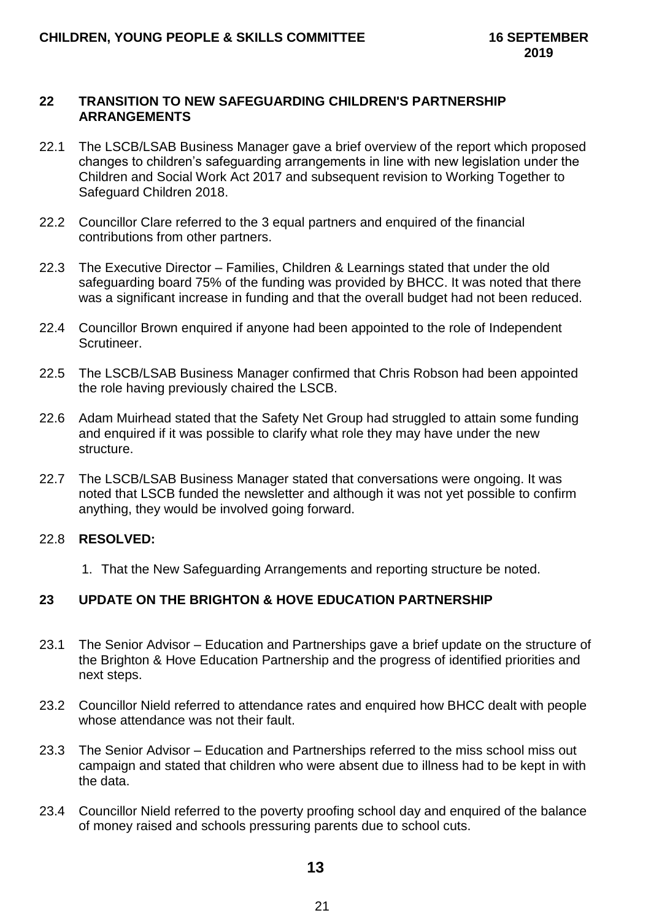## 22 TRANSITION TO NEW SAFEGUARDING CHILDREN'S PARTNERSHIP ARRANGEMENTS

22.1 The LSCB/LSAB Business Manager gave a brief overview of the report which proposed changes to children's safeguarding arrangements in line with new legislation under the Children and Social Work Act 2017 and subsequent revision to Working Together to Safeguard Children 2018.

22.2 Councillor Clare referred to the 3 equal partners and enquired of the financial contributions from other partners.

22.3 The Executive Director – Families, Children & Learnings stated that under the old safeguarding board 75% of the funding was provided by BHCC. It was noted that there was a significant increase in funding and that the overall budget had not been reduced.

22.4 Councillor Brown enquired if anyone had been appointed to the role of Independent Scrutineer.

22.5 The LSCB/LSAB Business Manager confirmed that Chris Robson had been appointed the role having previously chaired the LSCB.

22.6 Adam Muirhead stated that the Safety Net Group had struggled to attain some funding and enquired if it was possible to clarify what role they may have under the new structure.

22.7 The LSCB/LSAB Business Manager stated that conversations were ongoing. It was noted that LSCB funded the newsletter and although it was not yet possible to confirm anything, they would be involved going forward.

22.8 **RESOLVED:**

1. That the New Safeguarding Arrangements and reporting structure be noted.

## 23 UPDATE ON THE BRIGHTON & HOVE EDUCATION PARTNERSHIP

23.1 The Senior Advisor – Education and Partnerships gave a brief update on the structure of the Brighton & Hove Education Partnership and the progress of identified priorities and next steps.

23.2 Councillor Nield referred to attendance rates and enquired how BHCC dealt with people whose attendance was not their fault.

23.3 The Senior Advisor – Education and Partnerships referred to the miss school miss out campaign and stated that children who were absent due to illness had to be kept in with the data.

23.4 Councillor Nield referred to the poverty proofing school day and enquired of the balance of money raised and schools pressuring parents due to school cuts.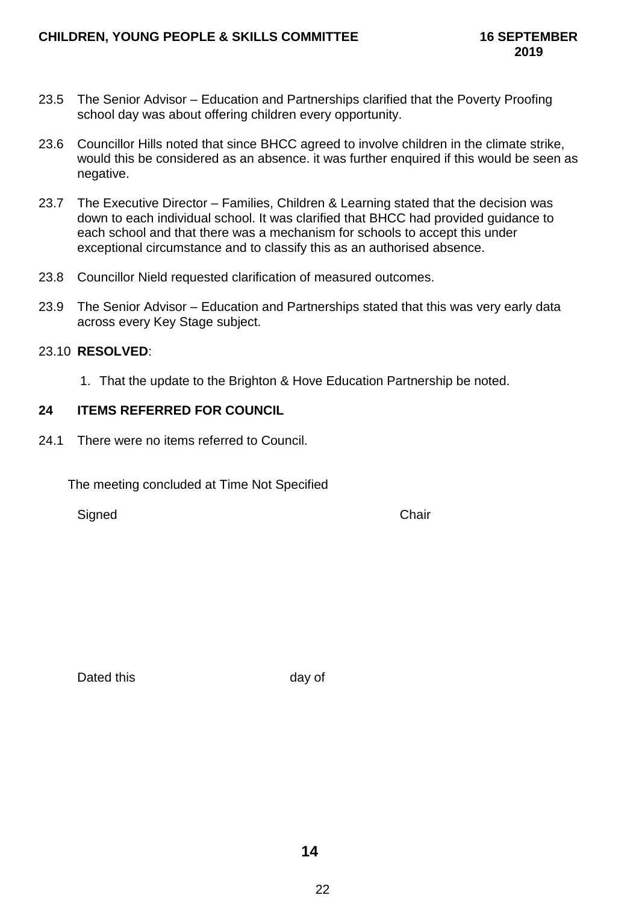23.5 The Senior Advisor – Education and Partnerships clarified that the Poverty Proofing school day was about offering children every opportunity.

23.6 Councillor Hills noted that since BHCC agreed to involve children in the climate strike, would this be considered as an absence. it was further enquired if this would be seen as negative.

23.7 The Executive Director – Families, Children & Learning stated that the decision was down to each individual school. It was clarified that BHCC had provided guidance to each school and that there was a mechanism for schools to accept this under exceptional circumstance and to classify this as an authorised absence.

23.8 Councillor Nield requested clarification of measured outcomes.

23.9 The Senior Advisor – Education and Partnerships stated that this was very early data across every Key Stage subject.

23.10 **RESOLVED**:

1. That the update to the Brighton & Hove Education Partnership be noted.

## 24 ITEMS REFERRED FOR COUNCIL

24.1 There were no items referred to Council.

The meeting concluded at Time Not Specified

Signed Chair

Dated this day of